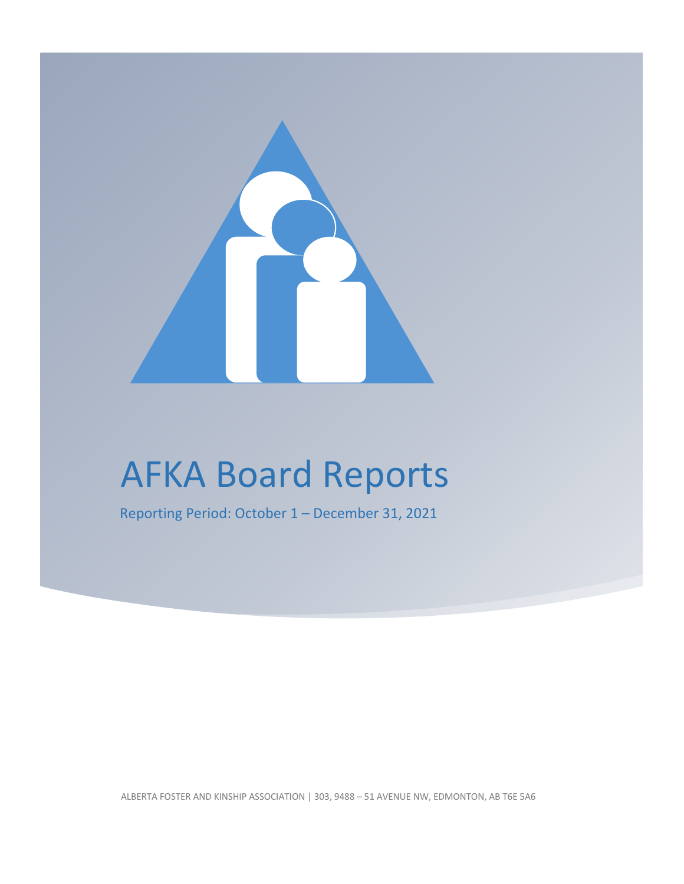# AFKA Board Reports

Reporting Period: October 1 – December 31, 2021

ALBERTA FOSTER AND KINSHIP ASSOCIATION | 303, 9488 – 51 AVENUE NW, EDMONTON, AB T6E 5A6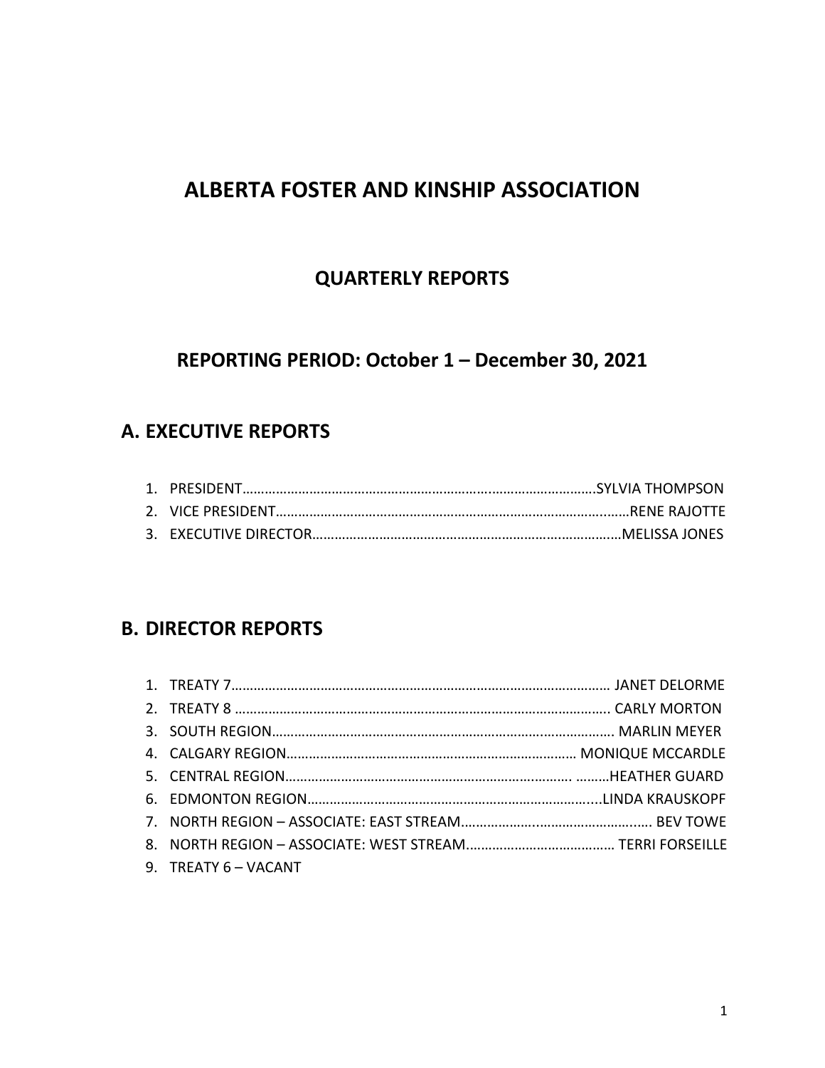# ALBERTA FOSTER AND KINSHIP ASSOCIATION

## QUARTERLY REPORTS

## REPORTING PERIOD: October 1 – December 30, 2021

## A. EXECUTIVE REPORTS

1. PRESIDENT……………………………………………………………………………………SYLVIA THOMPSON
2. VICE PRESIDENT……………………………………………………………………………………RENE RAJOTTE
3. EXECUTIVE DIRECTOR…………………………………………………………………………MELISSA JONES

## B. DIRECTOR REPORTS

1. TREATY 7…………………………………………………………………………………………… JANET DELORME
2. TREATY 8 ………………………………………………………………………………………….. CARLY MORTON
3. SOUTH REGION………………………………………………………………………………. MARLIN MEYER
4. CALGARY REGION…………………………………………………………………… MONIQUE MCCARDLE
5. CENTRAL REGION………………………………………………………………… ………HEATHER GUARD
6. EDMONTON REGION…………………………………………………………………....LINDA KRAUSKOPF
7. NORTH REGION – ASSOCIATE: EAST STREAM…………………………………………….. BEV TOWE
8. NORTH REGION – ASSOCIATE: WEST STREAM………………………………… TERRI FORSEILLE
9. TREATY 6 – VACANT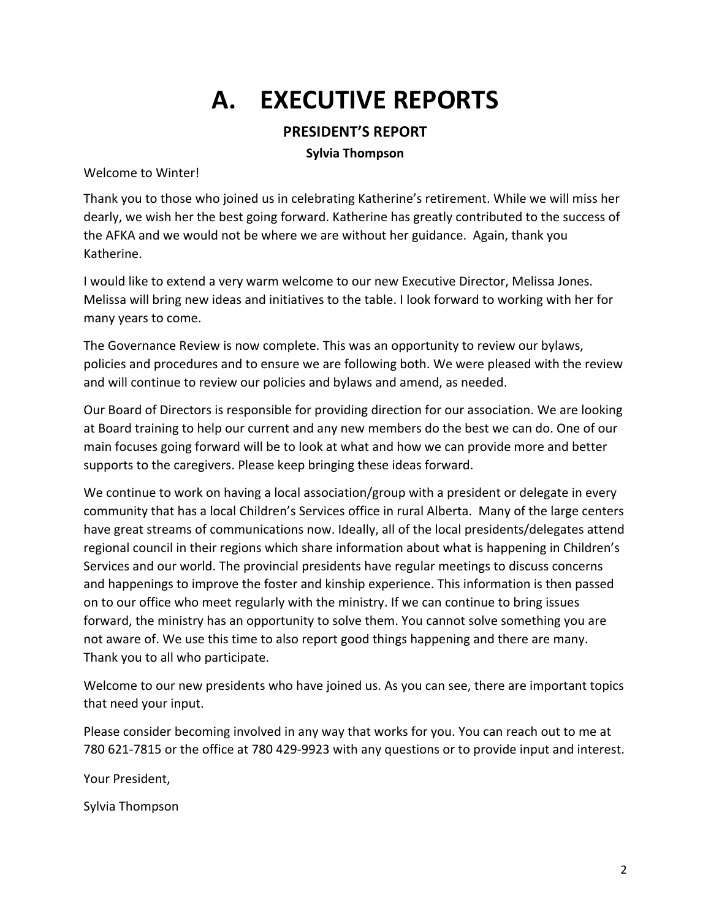# A. EXECUTIVE REPORTS

## PRESIDENT'S REPORT

**Sylvia Thompson**

Welcome to Winter!

Thank you to those who joined us in celebrating Katherine's retirement. While we will miss her dearly, we wish her the best going forward. Katherine has greatly contributed to the success of the AFKA and we would not be where we are without her guidance. Again, thank you Katherine.

I would like to extend a very warm welcome to our new Executive Director, Melissa Jones. Melissa will bring new ideas and initiatives to the table. I look forward to working with her for many years to come.

The Governance Review is now complete. This was an opportunity to review our bylaws, policies and procedures and to ensure we are following both. We were pleased with the review and will continue to review our policies and bylaws and amend, as needed.

Our Board of Directors is responsible for providing direction for our association. We are looking at Board training to help our current and any new members do the best we can do. One of our main focuses going forward will be to look at what and how we can provide more and better supports to the caregivers. Please keep bringing these ideas forward.

We continue to work on having a local association/group with a president or delegate in every community that has a local Children's Services office in rural Alberta. Many of the large centers have great streams of communications now. Ideally, all of the local presidents/delegates attend regional council in their regions which share information about what is happening in Children's Services and our world. The provincial presidents have regular meetings to discuss concerns and happenings to improve the foster and kinship experience. This information is then passed on to our office who meet regularly with the ministry. If we can continue to bring issues forward, the ministry has an opportunity to solve them. You cannot solve something you are not aware of. We use this time to also report good things happening and there are many. Thank you to all who participate.

Welcome to our new presidents who have joined us. As you can see, there are important topics that need your input.

Please consider becoming involved in any way that works for you. You can reach out to me at 780 621-7815 or the office at 780 429-9923 with any questions or to provide input and interest.

Your President,

Sylvia Thompson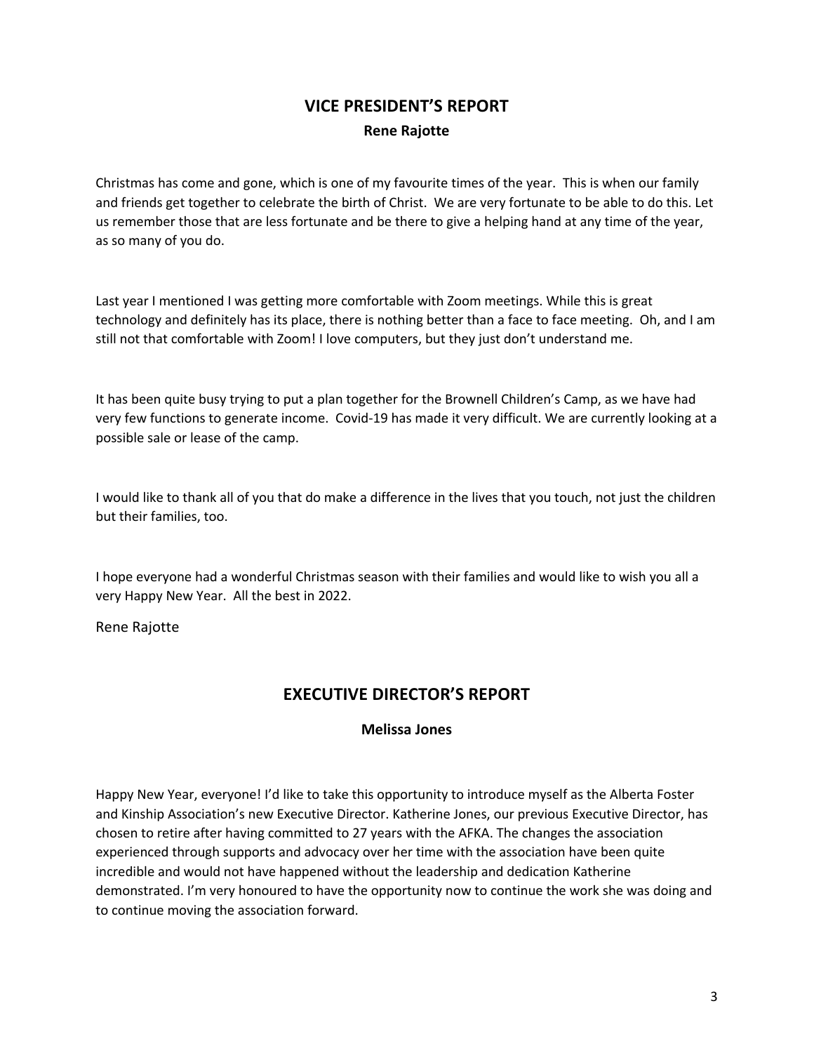## VICE PRESIDENT'S REPORT

**Rene Rajotte**

Christmas has come and gone, which is one of my favourite times of the year. This is when our family and friends get together to celebrate the birth of Christ. We are very fortunate to be able to do this. Let us remember those that are less fortunate and be there to give a helping hand at any time of the year, as so many of you do.

Last year I mentioned I was getting more comfortable with Zoom meetings. While this is great technology and definitely has its place, there is nothing better than a face to face meeting. Oh, and I am still not that comfortable with Zoom! I love computers, but they just don't understand me.

It has been quite busy trying to put a plan together for the Brownell Children's Camp, as we have had very few functions to generate income. Covid-19 has made it very difficult. We are currently looking at a possible sale or lease of the camp.

I would like to thank all of you that do make a difference in the lives that you touch, not just the children but their families, too.

I hope everyone had a wonderful Christmas season with their families and would like to wish you all a very Happy New Year. All the best in 2022.

Rene Rajotte

## EXECUTIVE DIRECTOR'S REPORT

**Melissa Jones**

Happy New Year, everyone! I'd like to take this opportunity to introduce myself as the Alberta Foster and Kinship Association's new Executive Director. Katherine Jones, our previous Executive Director, has chosen to retire after having committed to 27 years with the AFKA. The changes the association experienced through supports and advocacy over her time with the association have been quite incredible and would not have happened without the leadership and dedication Katherine demonstrated. I'm very honoured to have the opportunity now to continue the work she was doing and to continue moving the association forward.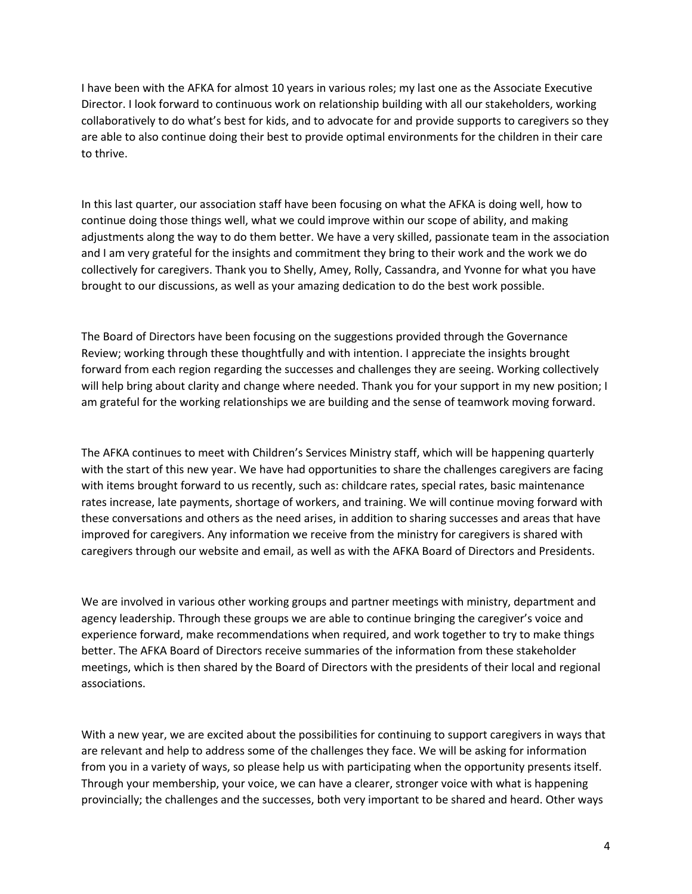I have been with the AFKA for almost 10 years in various roles; my last one as the Associate Executive Director. I look forward to continuous work on relationship building with all our stakeholders, working collaboratively to do what's best for kids, and to advocate for and provide supports to caregivers so they are able to also continue doing their best to provide optimal environments for the children in their care to thrive.

In this last quarter, our association staff have been focusing on what the AFKA is doing well, how to continue doing those things well, what we could improve within our scope of ability, and making adjustments along the way to do them better. We have a very skilled, passionate team in the association and I am very grateful for the insights and commitment they bring to their work and the work we do collectively for caregivers. Thank you to Shelly, Amey, Rolly, Cassandra, and Yvonne for what you have brought to our discussions, as well as your amazing dedication to do the best work possible.

The Board of Directors have been focusing on the suggestions provided through the Governance Review; working through these thoughtfully and with intention. I appreciate the insights brought forward from each region regarding the successes and challenges they are seeing. Working collectively will help bring about clarity and change where needed. Thank you for your support in my new position; I am grateful for the working relationships we are building and the sense of teamwork moving forward.

The AFKA continues to meet with Children's Services Ministry staff, which will be happening quarterly with the start of this new year. We have had opportunities to share the challenges caregivers are facing with items brought forward to us recently, such as: childcare rates, special rates, basic maintenance rates increase, late payments, shortage of workers, and training. We will continue moving forward with these conversations and others as the need arises, in addition to sharing successes and areas that have improved for caregivers. Any information we receive from the ministry for caregivers is shared with caregivers through our website and email, as well as with the AFKA Board of Directors and Presidents.

We are involved in various other working groups and partner meetings with ministry, department and agency leadership. Through these groups we are able to continue bringing the caregiver's voice and experience forward, make recommendations when required, and work together to try to make things better. The AFKA Board of Directors receive summaries of the information from these stakeholder meetings, which is then shared by the Board of Directors with the presidents of their local and regional associations.

With a new year, we are excited about the possibilities for continuing to support caregivers in ways that are relevant and help to address some of the challenges they face. We will be asking for information from you in a variety of ways, so please help us with participating when the opportunity presents itself. Through your membership, your voice, we can have a clearer, stronger voice with what is happening provincially; the challenges and the successes, both very important to be shared and heard. Other ways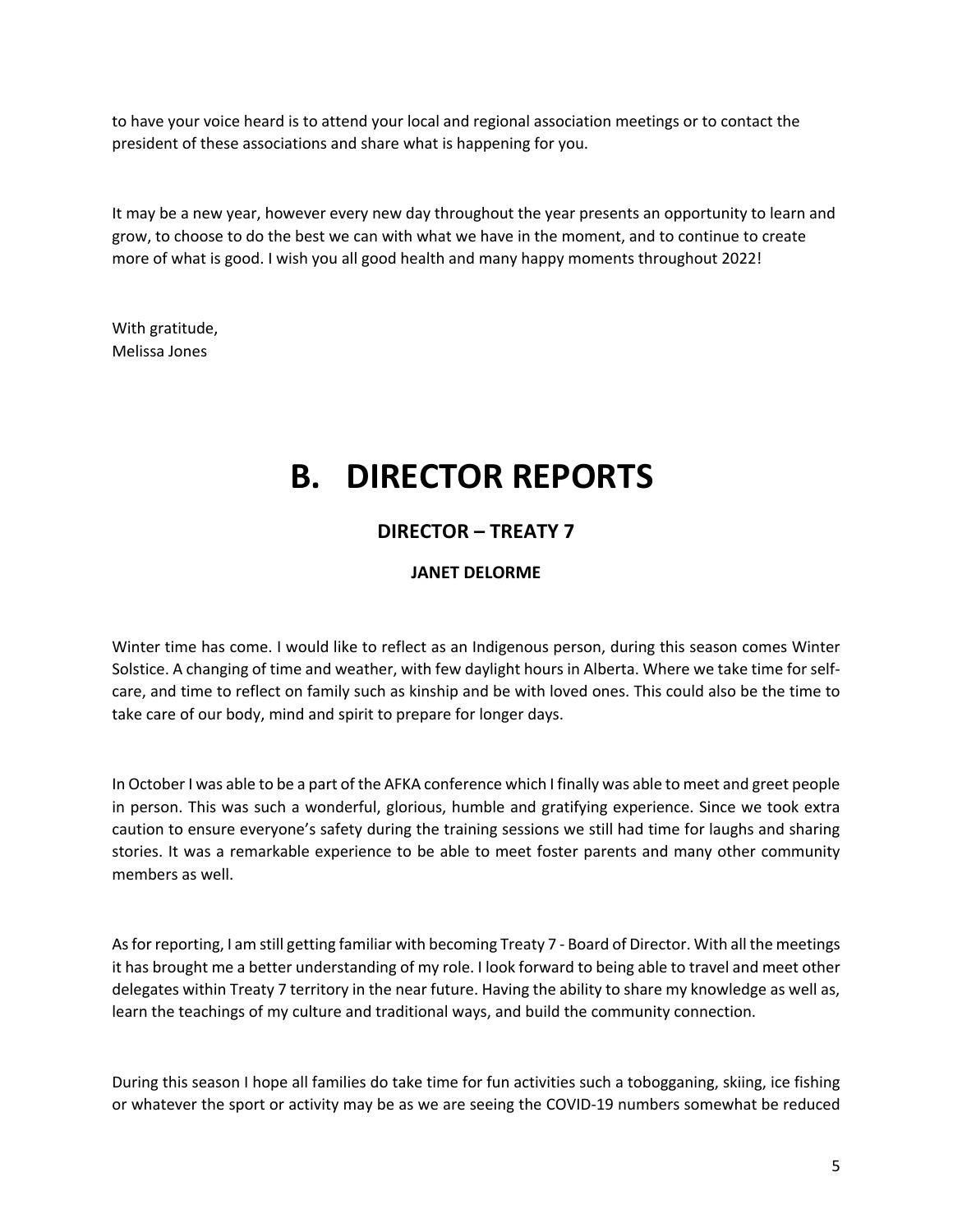to have your voice heard is to attend your local and regional association meetings or to contact the president of these associations and share what is happening for you.

It may be a new year, however every new day throughout the year presents an opportunity to learn and grow, to choose to do the best we can with what we have in the moment, and to continue to create more of what is good. I wish you all good health and many happy moments throughout 2022!

With gratitude,
Melissa Jones

# B. DIRECTOR REPORTS

## DIRECTOR – TREATY 7

### JANET DELORME

Winter time has come. I would like to reflect as an Indigenous person, during this season comes Winter Solstice. A changing of time and weather, with few daylight hours in Alberta. Where we take time for self-care, and time to reflect on family such as kinship and be with loved ones. This could also be the time to take care of our body, mind and spirit to prepare for longer days.

In October I was able to be a part of the AFKA conference which I finally was able to meet and greet people in person. This was such a wonderful, glorious, humble and gratifying experience. Since we took extra caution to ensure everyone's safety during the training sessions we still had time for laughs and sharing stories. It was a remarkable experience to be able to meet foster parents and many other community members as well.

As for reporting, I am still getting familiar with becoming Treaty 7 - Board of Director. With all the meetings it has brought me a better understanding of my role. I look forward to being able to travel and meet other delegates within Treaty 7 territory in the near future. Having the ability to share my knowledge as well as, learn the teachings of my culture and traditional ways, and build the community connection.

During this season I hope all families do take time for fun activities such a tobogganing, skiing, ice fishing or whatever the sport or activity may be as we are seeing the COVID-19 numbers somewhat be reduced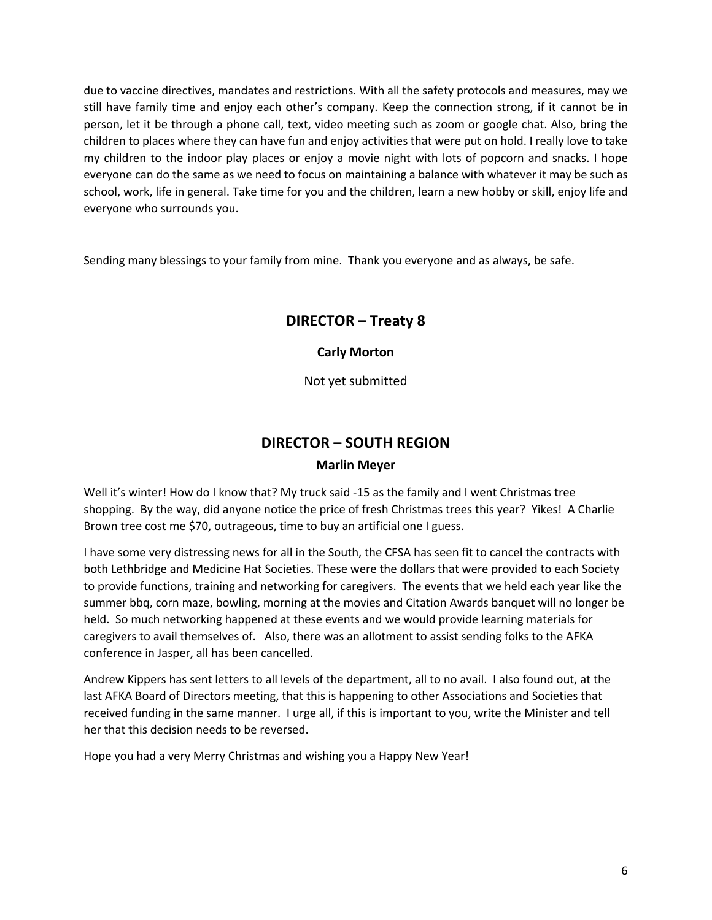due to vaccine directives, mandates and restrictions. With all the safety protocols and measures, may we still have family time and enjoy each other's company. Keep the connection strong, if it cannot be in person, let it be through a phone call, text, video meeting such as zoom or google chat. Also, bring the children to places where they can have fun and enjoy activities that were put on hold. I really love to take my children to the indoor play places or enjoy a movie night with lots of popcorn and snacks. I hope everyone can do the same as we need to focus on maintaining a balance with whatever it may be such as school, work, life in general. Take time for you and the children, learn a new hobby or skill, enjoy life and everyone who surrounds you.

Sending many blessings to your family from mine. Thank you everyone and as always, be safe.

## DIRECTOR – Treaty 8

**Carly Morton**

Not yet submitted

## DIRECTOR – SOUTH REGION

**Marlin Meyer**

Well it's winter! How do I know that? My truck said -15 as the family and I went Christmas tree shopping. By the way, did anyone notice the price of fresh Christmas trees this year? Yikes! A Charlie Brown tree cost me $70, outrageous, time to buy an artificial one I guess.

I have some very distressing news for all in the South, the CFSA has seen fit to cancel the contracts with both Lethbridge and Medicine Hat Societies. These were the dollars that were provided to each Society to provide functions, training and networking for caregivers. The events that we held each year like the summer bbq, corn maze, bowling, morning at the movies and Citation Awards banquet will no longer be held. So much networking happened at these events and we would provide learning materials for caregivers to avail themselves of. Also, there was an allotment to assist sending folks to the AFKA conference in Jasper, all has been cancelled.

Andrew Kippers has sent letters to all levels of the department, all to no avail. I also found out, at the last AFKA Board of Directors meeting, that this is happening to other Associations and Societies that received funding in the same manner. I urge all, if this is important to you, write the Minister and tell her that this decision needs to be reversed.

Hope you had a very Merry Christmas and wishing you a Happy New Year!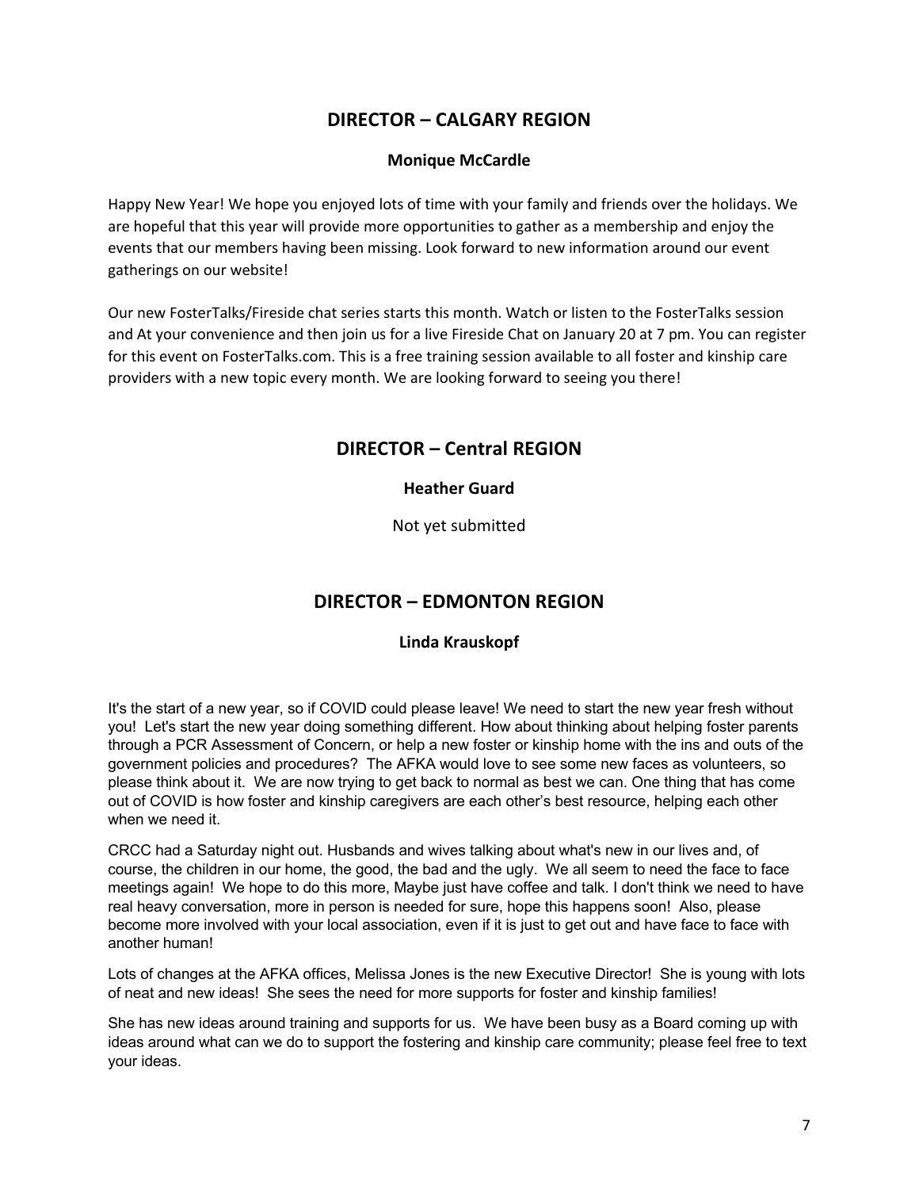## DIRECTOR – CALGARY REGION

### Monique McCardle

Happy New Year! We hope you enjoyed lots of time with your family and friends over the holidays. We are hopeful that this year will provide more opportunities to gather as a membership and enjoy the events that our members having been missing. Look forward to new information around our event gatherings on our website!

Our new FosterTalks/Fireside chat series starts this month. Watch or listen to the FosterTalks session and At your convenience and then join us for a live Fireside Chat on January 20 at 7 pm. You can register for this event on FosterTalks.com. This is a free training session available to all foster and kinship care providers with a new topic every month. We are looking forward to seeing you there!

## DIRECTOR – Central REGION

### Heather Guard

Not yet submitted

## DIRECTOR – EDMONTON REGION

### Linda Krauskopf

It's the start of a new year, so if COVID could please leave! We need to start the new year fresh without you! Let's start the new year doing something different. How about thinking about helping foster parents through a PCR Assessment of Concern, or help a new foster or kinship home with the ins and outs of the government policies and procedures? The AFKA would love to see some new faces as volunteers, so please think about it. We are now trying to get back to normal as best we can. One thing that has come out of COVID is how foster and kinship caregivers are each other's best resource, helping each other when we need it.

CRCC had a Saturday night out. Husbands and wives talking about what's new in our lives and, of course, the children in our home, the good, the bad and the ugly. We all seem to need the face to face meetings again! We hope to do this more, Maybe just have coffee and talk. I don't think we need to have real heavy conversation, more in person is needed for sure, hope this happens soon! Also, please become more involved with your local association, even if it is just to get out and have face to face with another human!

Lots of changes at the AFKA offices, Melissa Jones is the new Executive Director! She is young with lots of neat and new ideas! She sees the need for more supports for foster and kinship families!

She has new ideas around training and supports for us. We have been busy as a Board coming up with ideas around what can we do to support the fostering and kinship care community; please feel free to text your ideas.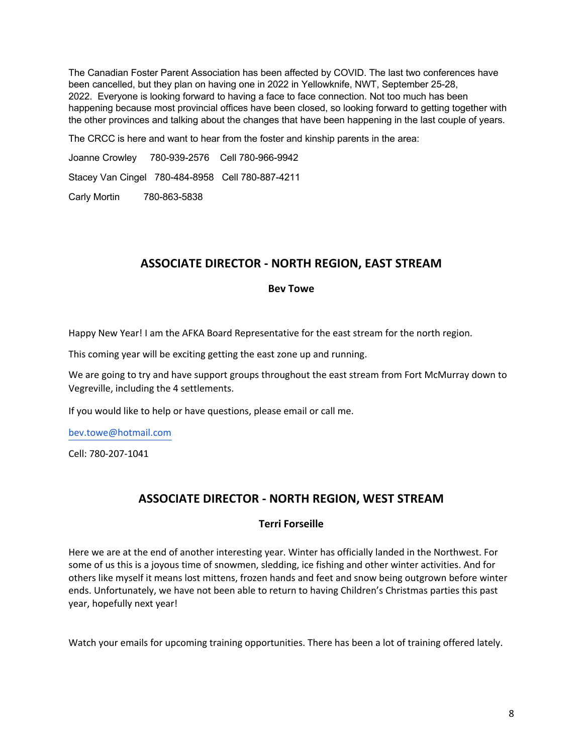The Canadian Foster Parent Association has been affected by COVID. The last two conferences have been cancelled, but they plan on having one in 2022 in Yellowknife, NWT, September 25-28, 2022. Everyone is looking forward to having a face to face connection. Not too much has been happening because most provincial offices have been closed, so looking forward to getting together with the other provinces and talking about the changes that have been happening in the last couple of years.

The CRCC is here and want to hear from the foster and kinship parents in the area:

Joanne Crowley 780-939-2576 Cell 780-966-9942

Stacey Van Cingel 780-484-8958 Cell 780-887-4211

Carly Mortin 780-863-5838

## ASSOCIATE DIRECTOR - NORTH REGION, EAST STREAM

**Bev Towe**

Happy New Year! I am the AFKA Board Representative for the east stream for the north region.

This coming year will be exciting getting the east zone up and running.

We are going to try and have support groups throughout the east stream from Fort McMurray down to Vegreville, including the 4 settlements.

If you would like to help or have questions, please email or call me.

bev.towe@hotmail.com

Cell: 780-207-1041

## ASSOCIATE DIRECTOR - NORTH REGION, WEST STREAM

**Terri Forseille**

Here we are at the end of another interesting year. Winter has officially landed in the Northwest. For some of us this is a joyous time of snowmen, sledding, ice fishing and other winter activities. And for others like myself it means lost mittens, frozen hands and feet and snow being outgrown before winter ends. Unfortunately, we have not been able to return to having Children's Christmas parties this past year, hopefully next year!

Watch your emails for upcoming training opportunities. There has been a lot of training offered lately.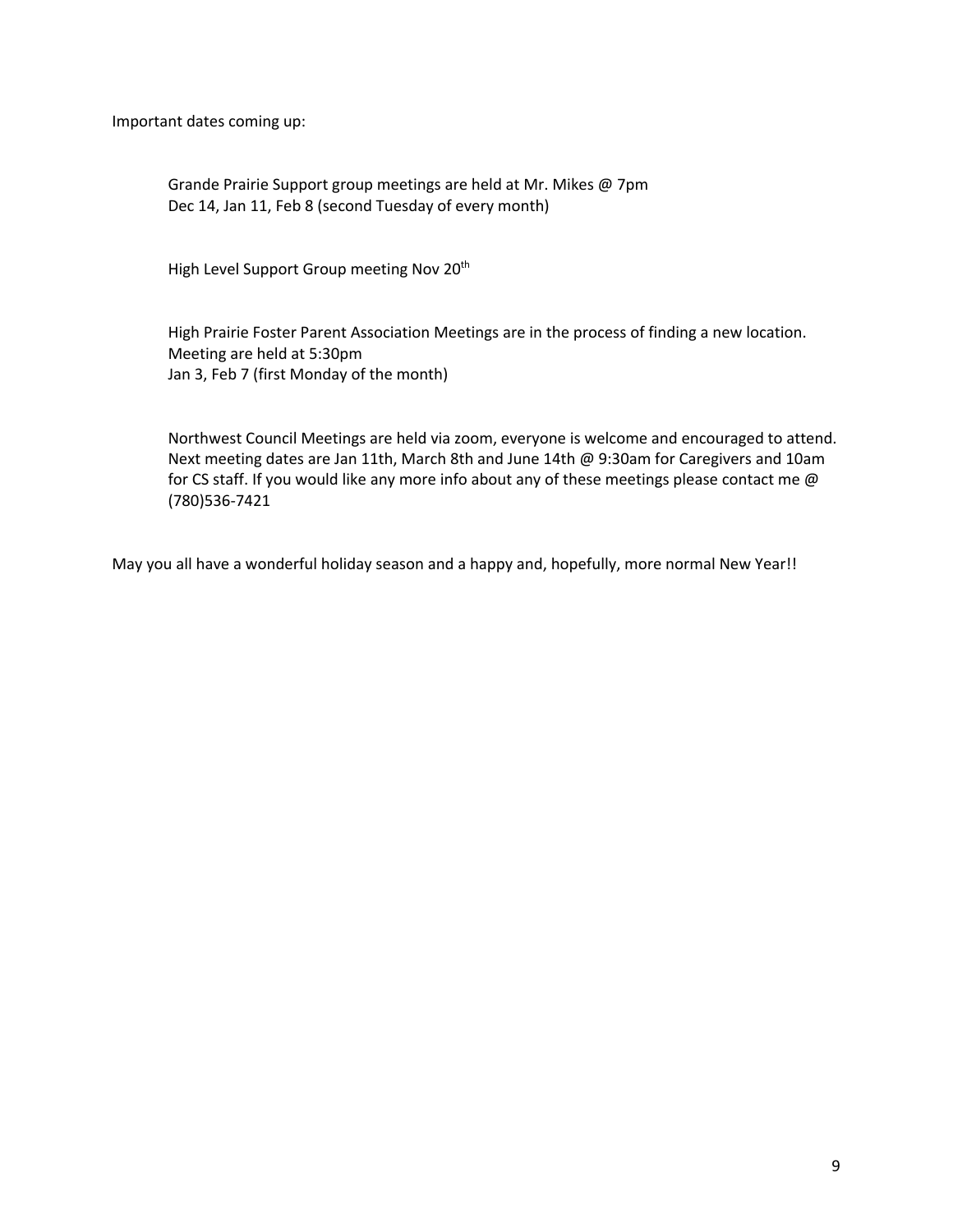Important dates coming up:

Grande Prairie Support group meetings are held at Mr. Mikes @ 7pm
Dec 14, Jan 11, Feb 8 (second Tuesday of every month)

High Level Support Group meeting Nov 20th

High Prairie Foster Parent Association Meetings are in the process of finding a new location. Meeting are held at 5:30pm
Jan 3, Feb 7 (first Monday of the month)

Northwest Council Meetings are held via zoom, everyone is welcome and encouraged to attend. Next meeting dates are Jan 11th, March 8th and June 14th @ 9:30am for Caregivers and 10am for CS staff. If you would like any more info about any of these meetings please contact me @ (780)536-7421

May you all have a wonderful holiday season and a happy and, hopefully, more normal New Year!!